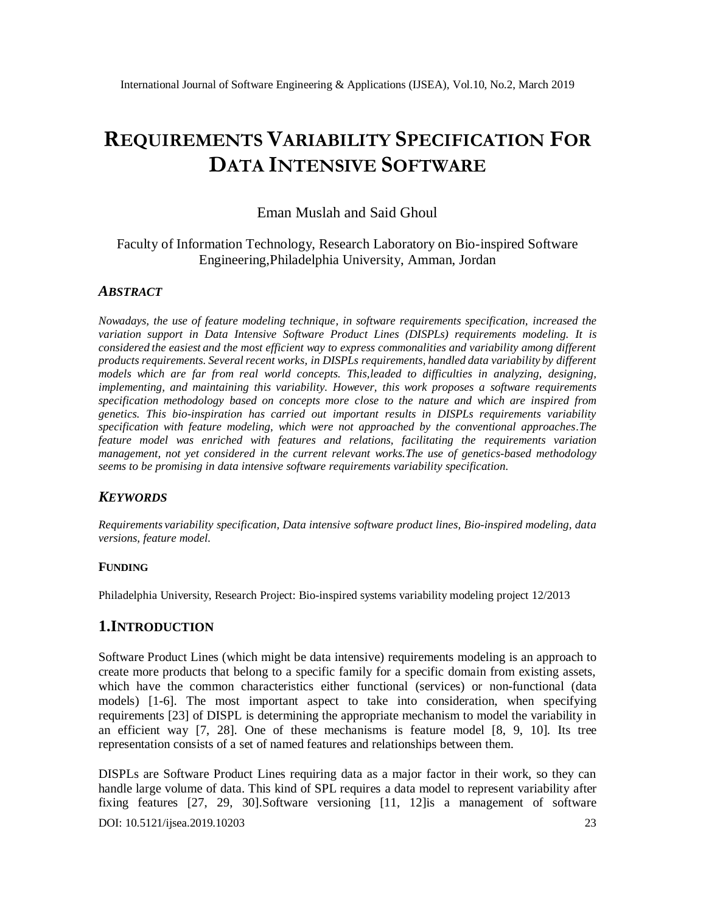# REQUIREMENTS VARIABILITY SPECIFICATION FOR DATA INTENSIVE SOFTWARE

Eman Muslah and Said Ghoul

Faculty of Information Technology, Research Laboratory on Bio-inspired Software Engineering,Philadelphia University, Amman, Jordan

### *ABSTRACT*

*Nowadays, the use of feature modeling technique, in software requirements specification, increased the variation support in Data Intensive Software Product Lines (DISPLs) requirements modeling. It is considered the easiest and the most efficient way to express commonalities and variability among different products requirements. Several recent works, in DISPLs requirements, handled data variability by different models which are far from real world concepts. This,leaded to difficulties in analyzing, designing, implementing, and maintaining this variability. However, this work proposes a software requirements specification methodology based on concepts more close to the nature and which are inspired from genetics. This bio-inspiration has carried out important results in DISPLs requirements variability specification with feature modeling, which were not approached by the conventional approaches.The feature model was enriched with features and relations, facilitating the requirements variation management, not yet considered in the current relevant works.The use of genetics-based methodology seems to be promising in data intensive software requirements variability specification.*

### *KEYWORDS*

*Requirements variability specification, Data intensive software product lines, Bio-inspired modeling, data versions, feature model.*

#### FUNDING

Philadelphia University, Research Project: Bio-inspired systems variability modeling project 12/2013

## 1.INTRODUCTION

Software Product Lines (which might be data intensive) requirements modeling is an approach to create more products that belong to a specific family for a specific domain from existing assets, which have the common characteristics either functional (services) or non-functional (data models) [1-6]. The most important aspect to take into consideration, when specifying requirements [23] of DISPL is determining the appropriate mechanism to model the variability in an efficient way [7, 28]. One of these mechanisms is feature model [8, 9, 10]. Its tree representation consists of a set of named features and relationships between them.

DISPLs are Software Product Lines requiring data as a major factor in their work, so they can handle large volume of data. This kind of SPL requires a data model to represent variability after fixing features [27, 29, 30].Software versioning [11, 12]is a management of software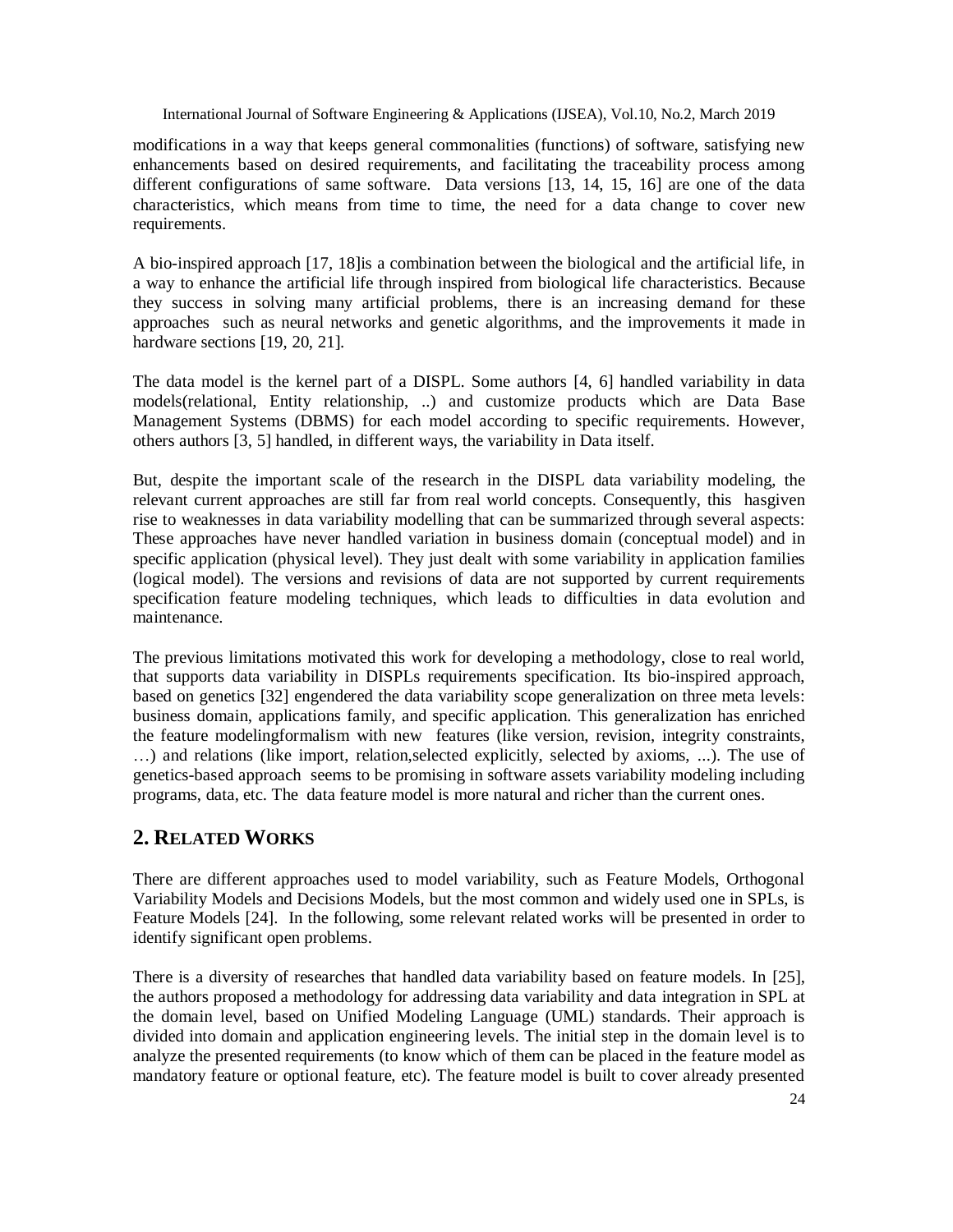modifications in a way that keeps general commonalities (functions) of software, satisfying new enhancements based on desired requirements, and facilitating the traceability process among different configurations of same software. Data versions [13, 14, 15, 16] are one of the data characteristics, which means from time to time, the need for a data change to cover new requirements.

A bio-inspired approach [17, 18]is a combination between the biological and the artificial life, in a way to enhance the artificial life through inspired from biological life characteristics. Because they success in solving many artificial problems, there is an increasing demand for these approaches such as neural networks and genetic algorithms, and the improvements it made in hardware sections [19, 20, 21].

The data model is the kernel part of a DISPL. Some authors [4, 6] handled variability in data models(relational, Entity relationship, ..) and customize products which are Data Base Management Systems (DBMS) for each model according to specific requirements. However, others authors [3, 5] handled, in different ways, the variability in Data itself.

But, despite the important scale of the research in the DISPL data variability modeling, the relevant current approaches are still far from real world concepts. Consequently, this hasgiven rise to weaknesses in data variability modelling that can be summarized through several aspects: These approaches have never handled variation in business domain (conceptual model) and in specific application (physical level). They just dealt with some variability in application families (logical model). The versions and revisions of data are not supported by current requirements specification feature modeling techniques, which leads to difficulties in data evolution and maintenance.

The previous limitations motivated this work for developing a methodology, close to real world, that supports data variability in DISPLs requirements specification. Its bio-inspired approach, based on genetics [32] engendered the data variability scope generalization on three meta levels: business domain, applications family, and specific application. This generalization has enriched the feature modelingformalism with new features (like version, revision, integrity constraints, …) and relations (like import, relation,selected explicitly, selected by axioms, ...). The use of genetics-based approach seems to be promising in software assets variability modeling including programs, data, etc. The data feature model is more natural and richer than the current ones.

## 2. Related Works

There are different approaches used to model variability, such as Feature Models, Orthogonal Variability Models and Decisions Models, but the most common and widely used one in SPLs, is Feature Models [24]. In the following, some relevant related works will be presented in order to identify significant open problems.

There is a diversity of researches that handled data variability based on feature models. In [25], the authors proposed a methodology for addressing data variability and data integration in SPL at the domain level, based on Unified Modeling Language (UML) standards. Their approach is divided into domain and application engineering levels. The initial step in the domain level is to analyze the presented requirements (to know which of them can be placed in the feature model as mandatory feature or optional feature, etc). The feature model is built to cover already presented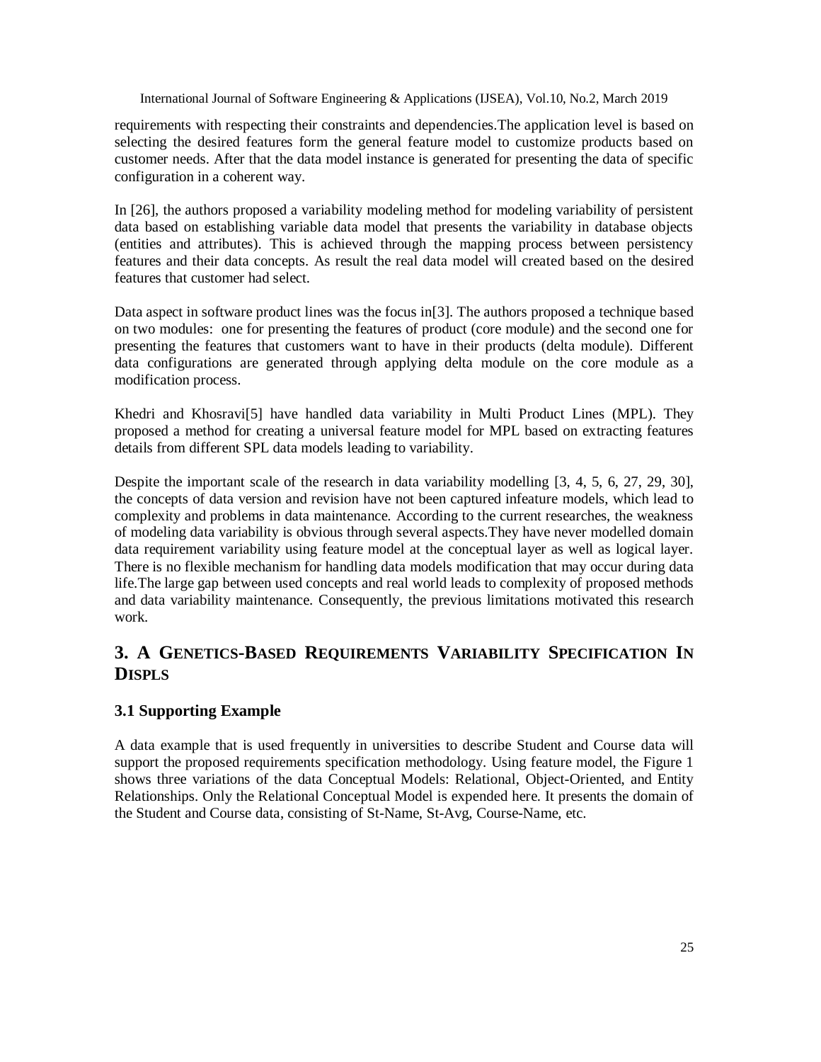requirements with respecting their constraints and dependencies.The application level is based on selecting the desired features form the general feature model to customize products based on customer needs. After that the data model instance is generated for presenting the data of specific configuration in a coherent way.

In [26], the authors proposed a variability modeling method for modeling variability of persistent data based on establishing variable data model that presents the variability in database objects (entities and attributes). This is achieved through the mapping process between persistency features and their data concepts. As result the real data model will created based on the desired features that customer had select.

Data aspect in software product lines was the focus in[3]. The authors proposed a technique based on two modules: one for presenting the features of product (core module) and the second one for presenting the features that customers want to have in their products (delta module). Different data configurations are generated through applying delta module on the core module as a modification process.

Khedri and Khosravi[5] have handled data variability in Multi Product Lines (MPL). They proposed a method for creating a universal feature model for MPL based on extracting features details from different SPL data models leading to variability.

Despite the important scale of the research in data variability modelling [3, 4, 5, 6, 27, 29, 30], the concepts of data version and revision have not been captured infeature models, which lead to complexity and problems in data maintenance. According to the current researches, the weakness of modeling data variability is obvious through several aspects.They have never modelled domain data requirement variability using feature model at the conceptual layer as well as logical layer. There is no flexible mechanism for handling data models modification that may occur during data life.The large gap between used concepts and real world leads to complexity of proposed methods and data variability maintenance. Consequently, the previous limitations motivated this research work.

## 3. A Genetics-Based Requirements Variability Specification In DISPLS

### 3.1 Supporting Example

A data example that is used frequently in universities to describe Student and Course data will support the proposed requirements specification methodology. Using feature model, the Figure 1 shows three variations of the data Conceptual Models: Relational, Object-Oriented, and Entity Relationships. Only the Relational Conceptual Model is expended here. It presents the domain of the Student and Course data, consisting of St-Name, St-Avg, Course-Name, etc.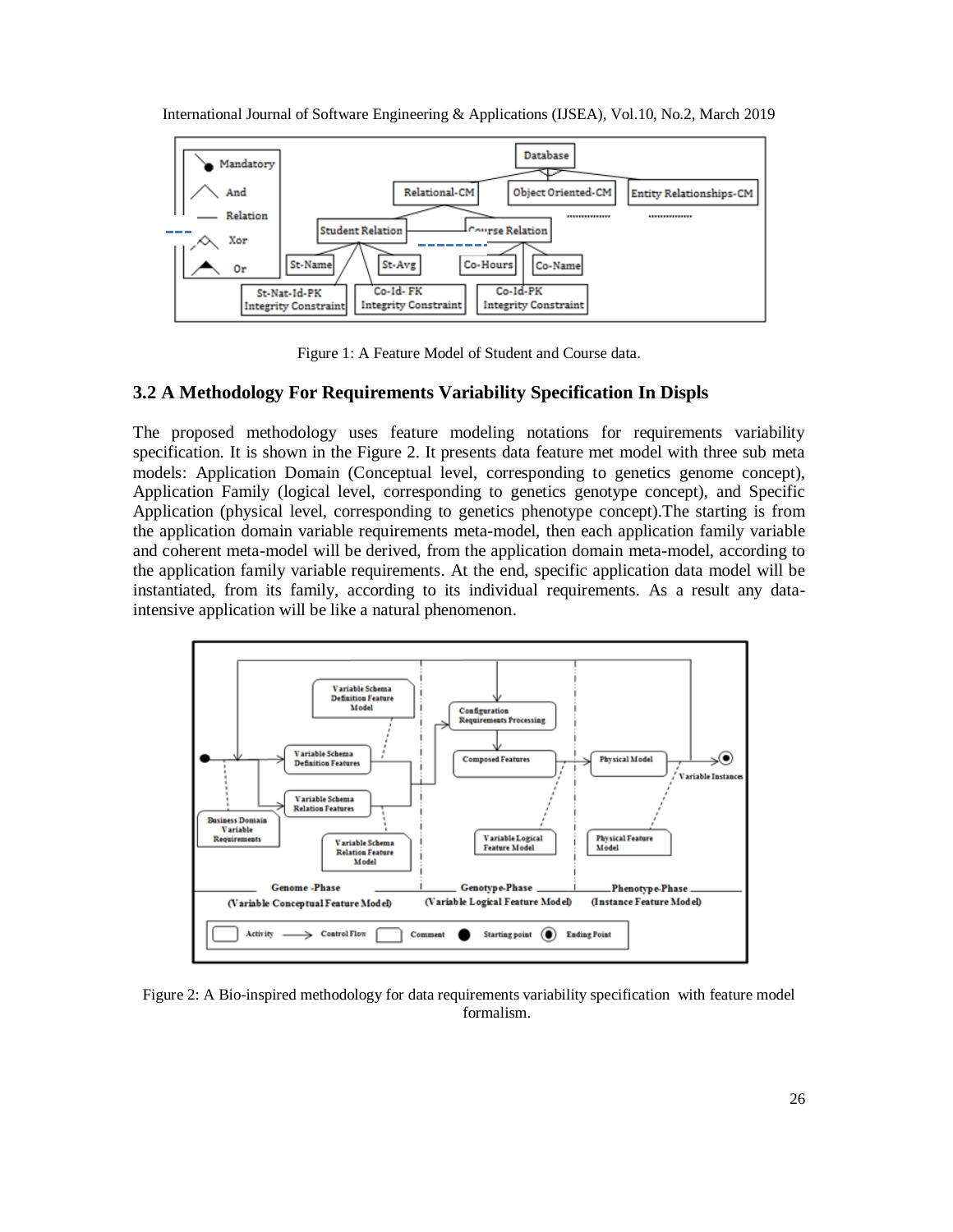Figure 1: A Feature Model of Student and Course data.

### 3.2 A Methodology For Requirements Variability Specification In Displs

The proposed methodology uses feature modeling notations for requirements variability specification. It is shown in the Figure 2. It presents data feature met model with three sub meta models: Application Domain (Conceptual level, corresponding to genetics genome concept), Application Family (logical level, corresponding to genetics genotype concept), and Specific Application (physical level, corresponding to genetics phenotype concept).The starting is from the application domain variable requirements meta-model, then each application family variable and coherent meta-model will be derived, from the application domain meta-model, according to the application family variable requirements. At the end, specific application data model will be instantiated, from its family, according to its individual requirements. As a result any data-intensive application will be like a natural phenomenon.

Figure 2: A Bio-inspired methodology for data requirements variability specification with feature model formalism.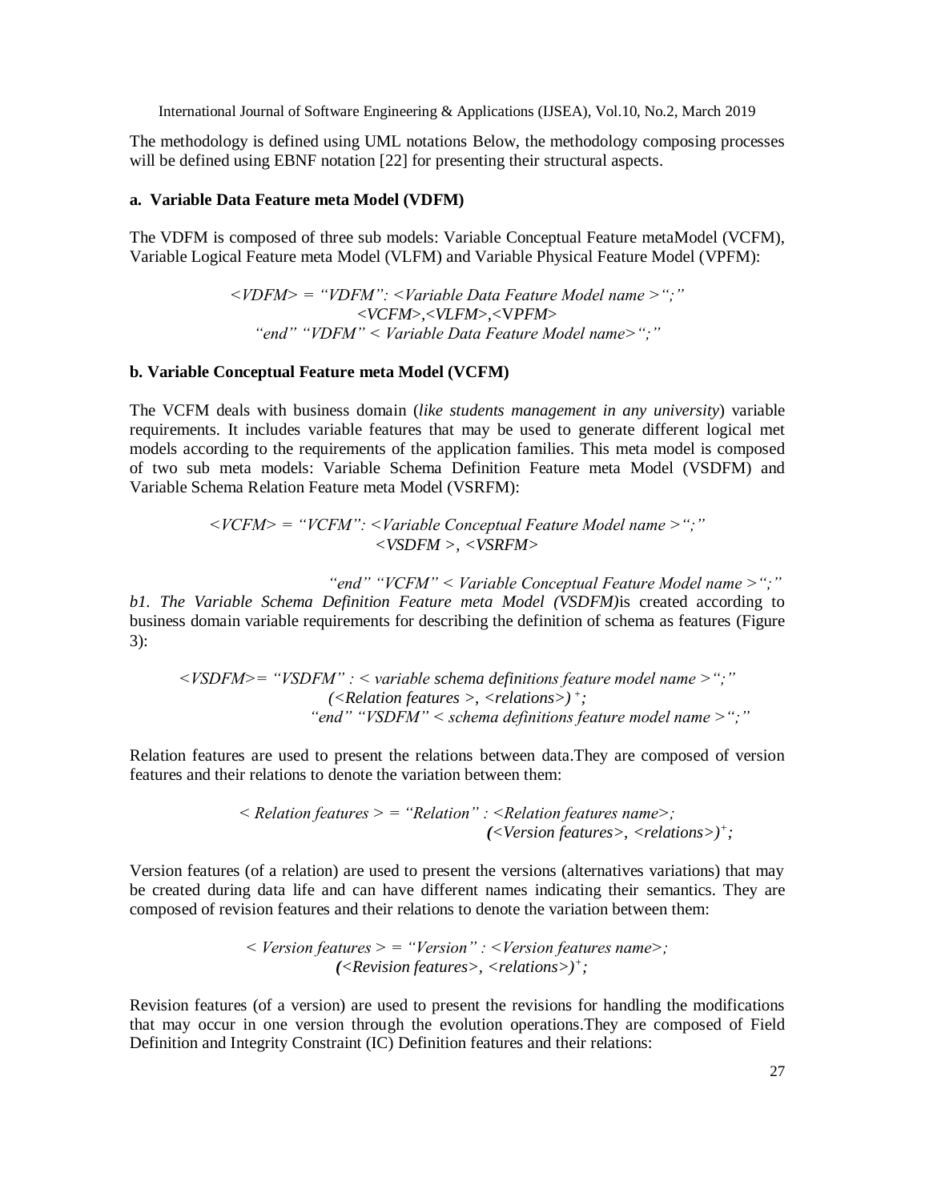The methodology is defined using UML notations Below, the methodology composing processes will be defined using EBNF notation [22] for presenting their structural aspects.

**a. Variable Data Feature meta Model (VDFM)**

The VDFM is composed of three sub models: Variable Conceptual Feature metaModel (VCFM), Variable Logical Feature meta Model (VLFM) and Variable Physical Feature Model (VPFM):

*<VDFM> = "VDFM": <Variable Data Feature Model name >";"*
*<VCFM>,<VLFM>,<VPFM>*
*"end" "VDFM" < Variable Data Feature Model name>";"*

**b. Variable Conceptual Feature meta Model (VCFM)**

The VCFM deals with business domain (*like students management in any university*) variable requirements. It includes variable features that may be used to generate different logical met models according to the requirements of the application families. This meta model is composed of two sub meta models: Variable Schema Definition Feature meta Model (VSDFM) and Variable Schema Relation Feature meta Model (VSRFM):

*<VCFM> = "VCFM": <Variable Conceptual Feature Model name >";"*
*<VSDFM >, <VSRFM>*

*"end" "VCFM" < Variable Conceptual Feature Model name >";"*

*b1. The Variable Schema Definition Feature meta Model (VSDFM)*is created according to business domain variable requirements for describing the definition of schema as features (Figure 3):

*<VSDFM>= "VSDFM" : < variable schema definitions feature model name >";"*
*(<Relation features >, <relations>)$^+$;*
*"end" "VSDFM" < schema definitions feature model name >";"*

Relation features are used to present the relations between data.They are composed of version features and their relations to denote the variation between them:

*< Relation features > = "Relation" : <Relation features name>;*
*(<Version features>, <relations>)$^+$;*

Version features (of a relation) are used to present the versions (alternatives variations) that may be created during data life and can have different names indicating their semantics. They are composed of revision features and their relations to denote the variation between them:

*< Version features > = "Version" : <Version features name>;*
*(<Revision features>, <relations>)$^+$;*

Revision features (of a version) are used to present the revisions for handling the modifications that may occur in one version through the evolution operations.They are composed of Field Definition and Integrity Constraint (IC) Definition features and their relations: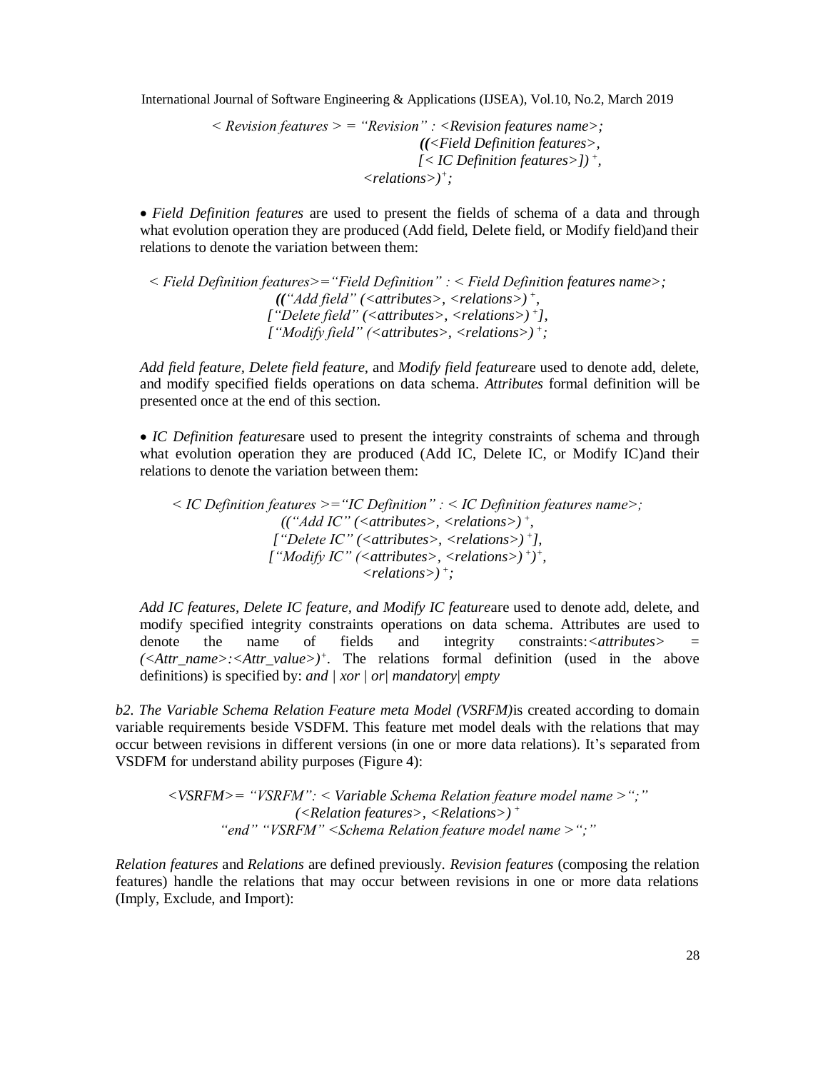*< Revision features > = "Revision" : <Revision features name>;*
*((<Field Definition features>,*
*[< IC Definition features>])$^+$,*
*<relations>)$^+$;*

- *Field Definition features* are used to present the fields of schema of a data and through what evolution operation they are produced (Add field, Delete field, or Modify field)and their relations to denote the variation between them:

*< Field Definition features>="Field Definition" : < Field Definition features name>;*
*(("Add field" (<attributes>, <relations>)$^+$,*
*["Delete field" (<attributes>, <relations>)$^+$],*
*["Modify field" (<attributes>, <relations>)$^+$;*

*Add field feature, Delete field feature,* and *Modify field feature*are used to denote add, delete, and modify specified fields operations on data schema. *Attributes* formal definition will be presented once at the end of this section.

- *IC Definition features*are used to present the integrity constraints of schema and through what evolution operation they are produced (Add IC, Delete IC, or Modify IC)and their relations to denote the variation between them:

*< IC Definition features >="IC Definition" : < IC Definition features name>;*
*(("Add IC" (<attributes>, <relations>)$^+$,*
*["Delete IC" (<attributes>, <relations>)$^+$],*
*["Modify IC" (<attributes>, <relations>)$^+$)$^+$,*
*<relations>)$^+$;*

*Add IC features, Delete IC feature, and Modify IC feature*are used to denote add, delete, and modify specified integrity constraints operations on data schema. Attributes are used to denote the name of fields and integrity constraints:*<attributes>* = *(<Attr_name>:<Attr_value>)*$^+$. The relations formal definition (used in the above definitions) is specified by: *and | xor | or| mandatory| empty*

*b2. The Variable Schema Relation Feature meta Model (VSRFM)*is created according to domain variable requirements beside VSDFM. This feature met model deals with the relations that may occur between revisions in different versions (in one or more data relations). It's separated from VSDFM for understand ability purposes (Figure 4):

*<VSRFM>= "VSRFM": < Variable Schema Relation feature model name >";"*
*(<Relation features>, <Relations>)$^+$*
*"end" "VSRFM" <Schema Relation feature model name >";"*

*Relation features* and *Relations* are defined previously. *Revision features* (composing the relation features) handle the relations that may occur between revisions in one or more data relations (Imply, Exclude, and Import):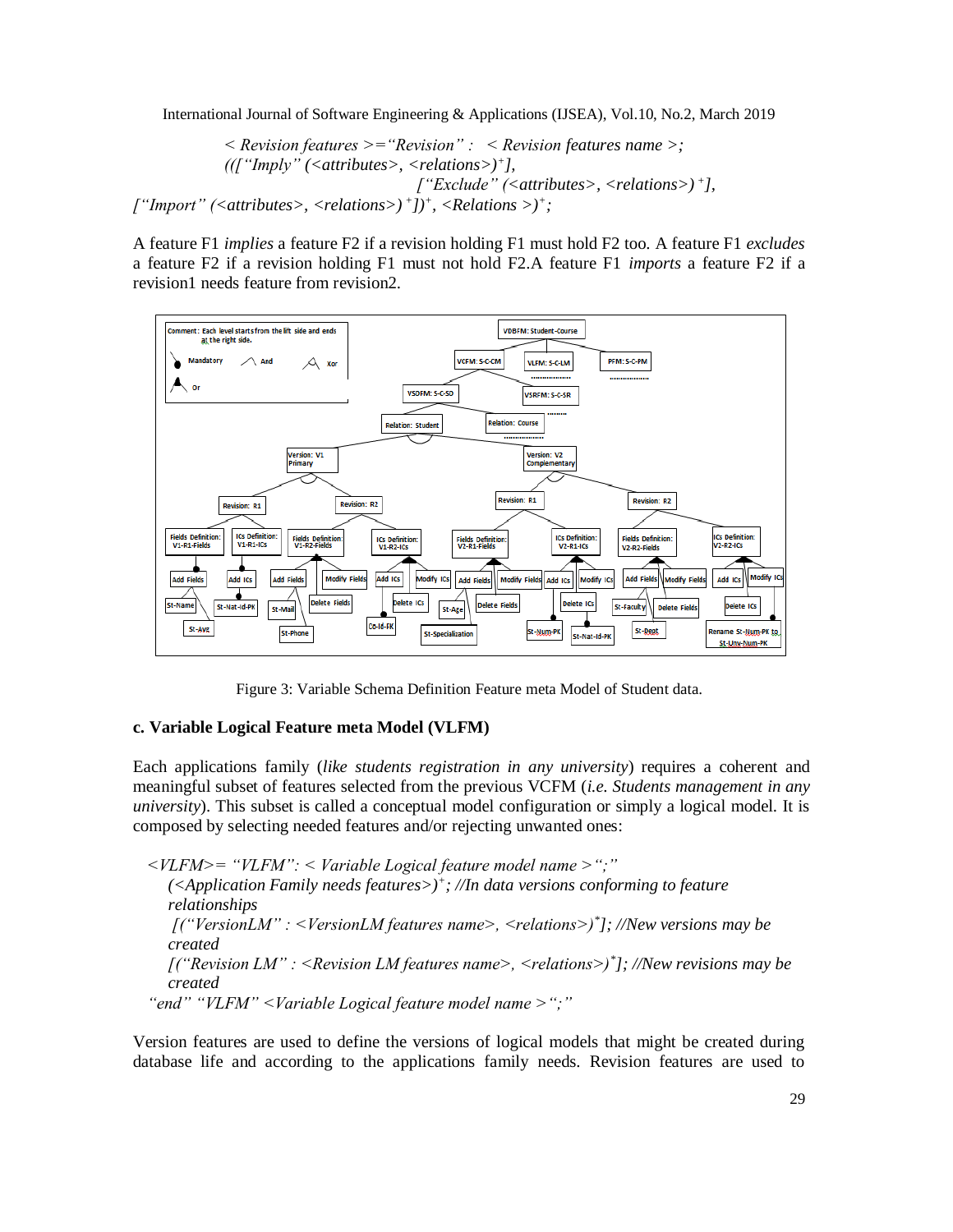< *Revision features* >=*"Revision"* : < *Revision features name* >;
*(([*"*Imply*" (<*attributes*>, <*relations*>)$^{+}$],
[*"Exclude"* (<*attributes*>, <*relations*>) $^{+}$],
[*"Import"* (<*attributes*>, <*relations*>) $^{+}$])$^{+}$, <*Relations* >)$^{+}$;

A feature F1 *implies* a feature F2 if a revision holding F1 must hold F2 too. A feature F1 *excludes* a feature F2 if a revision holding F1 must not hold F2.A feature F1 *imports* a feature F2 if a revision1 needs feature from revision2.

Figure 3: Variable Schema Definition Feature meta Model of Student data.

### c. Variable Logical Feature meta Model (VLFM)

Each applications family (*like students registration in any university*) requires a coherent and meaningful subset of features selected from the previous VCFM (*i.e. Students management in any university*). This subset is called a conceptual model configuration or simply a logical model. It is composed by selecting needed features and/or rejecting unwanted ones:

*<VLFM>= "VLFM": < Variable Logical feature model name > ";"*
*(<Application Family needs features>)$^{+}$; //In data versions conforming to feature relationships*
*[("VersionLM" : <VersionLM features name>, <relations>)$^{*}$]; //New versions may be created*
*[("Revision LM" : <Revision LM features name>, <relations>)$^{*}$]; //New revisions may be created*
*"end" "VLFM" <Variable Logical feature model name > ";"*

Version features are used to define the versions of logical models that might be created during database life and according to the applications family needs. Revision features are used to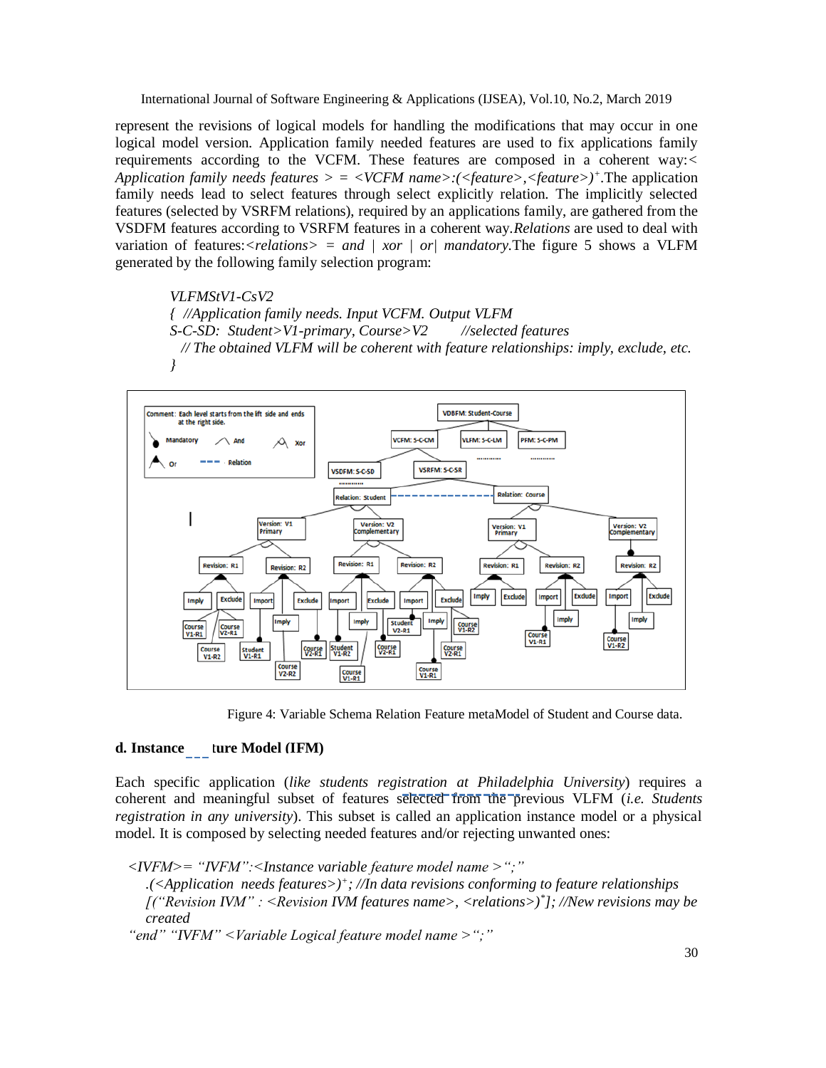represent the revisions of logical models for handling the modifications that may occur in one logical model version. Application family needed features are used to fix applications family requirements according to the VCFM. These features are composed in a coherent way:< *Application family needs features* > = <*VCFM name*>:(<*feature*>,<*feature*>)$^{+}$.The application family needs lead to select features through select explicitly relation. The implicitly selected features (selected by VSRFM relations), required by an applications family, are gathered from the VSDFM features according to VSRFM features in a coherent way.*Relations* are used to deal with variation of features:<*relations*> = *and* | *xor* | *or*| *mandatory*.The figure 5 shows a VLFM generated by the following family selection program:

*VLFMStV1-CsV2*
*{ //Application family needs. Input VCFM. Output VLFM*
*S-C-SD: Student>V1-primary, Course>V2 //selected features*
*// The obtained VLFM will be coherent with feature relationships: imply, exclude, etc.*
*}*

Figure 4: Variable Schema Relation Feature metaModel of Student and Course data.

**d. Instance ture Model (IFM)**

Each specific application (*like students registration at Philadelphia University*) requires a coherent and meaningful subset of features selected from the previous VLFM (*i.e. Students registration in any university*). This subset is called an application instance model or a physical model. It is composed by selecting needed features and/or rejecting unwanted ones:

*<IVFM>= "IVFM":<Instance variable feature model name >";"*
*.(<Application needs features>)$^{+}$; //In data revisions conforming to feature relationships*
*[("Revision IVM" : <Revision IVM features name>, <relations>)$^{*}$]; //New revisions may be created*
*"end" "IVFM" <Variable Logical feature model name >";"*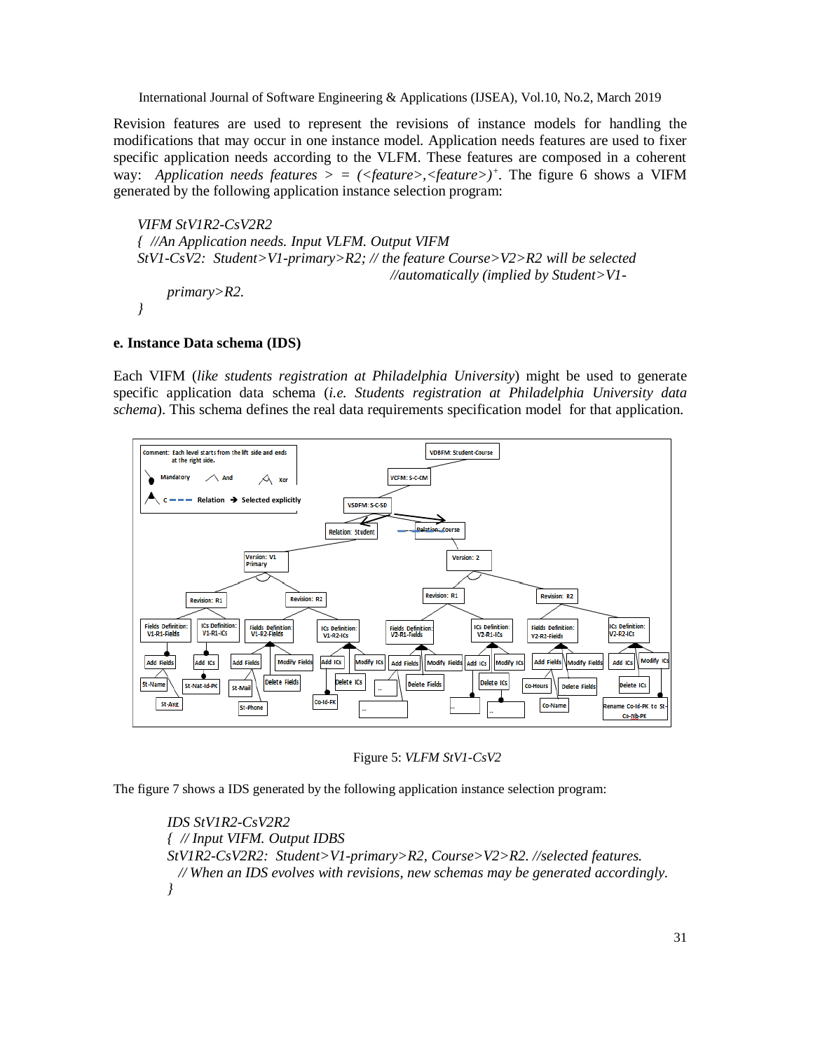Revision features are used to represent the revisions of instance models for handling the modifications that may occur in one instance model. Application needs features are used to fixer specific application needs according to the VLFM. These features are composed in a coherent way: *Application needs features > = (<feature>,<feature>)*$^{+}$. The figure 6 shows a VIFM generated by the following application instance selection program:

*VIFM StV1R2-CsV2R2*
*{ //An Application needs. Input VLFM. Output VIFM*
*StV1-CsV2: Student>V1-primary>R2; // the feature Course>V2>R2 will be selected //automatically (implied by Student>V1-primary>R2.*
*}*

**e. Instance Data schema (IDS)**

Each VIFM (*like students registration at Philadelphia University*) might be used to generate specific application data schema (*i.e. Students registration at Philadelphia University data schema*). This schema defines the real data requirements specification model for that application.

Figure 5: *VLFM StV1-CsV2*

The figure 7 shows a IDS generated by the following application instance selection program:

*IDS StV1R2-CsV2R2*
*{ // Input VIFM. Output IDBS*
*StV1R2-CsV2R2: Student>V1-primary>R2, Course>V2>R2. //selected features.*
*// When an IDS evolves with revisions, new schemas may be generated accordingly.*
*}*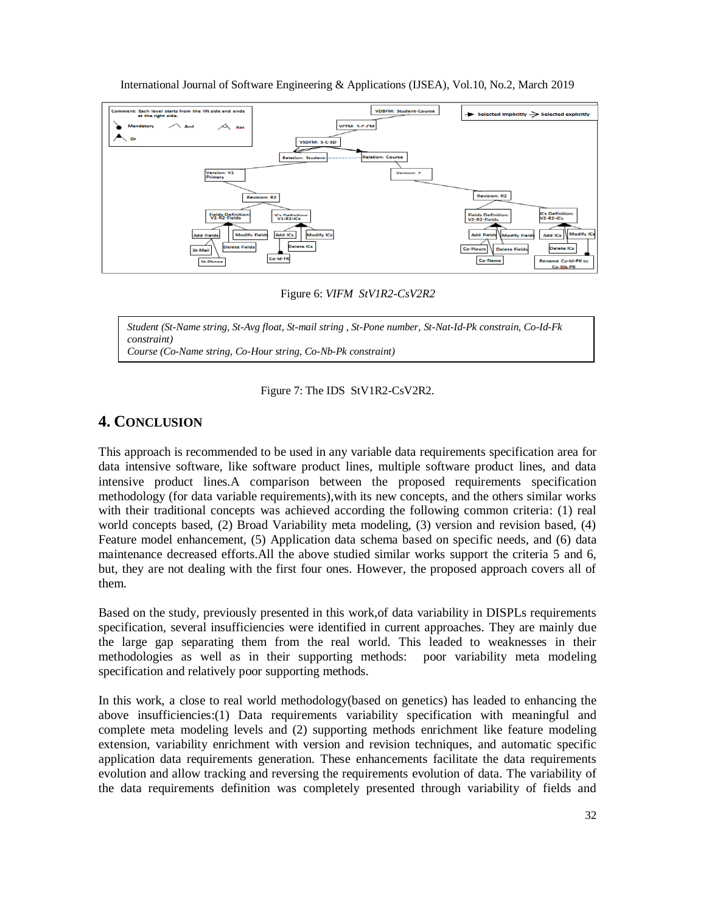Figure 6: *VIFM StV1R2-CsV2R2*

*Student (St-Name string, St-Avg float, St-mail string , St-Pone number, St-Nat-Id-Pk constrain, Co-Id-Fk constraint)*
*Course (Co-Name string, Co-Hour string, Co-Nb-Pk constraint)*

Figure 7: The IDS StV1R2-CsV2R2.

## 4. CONCLUSION

This approach is recommended to be used in any variable data requirements specification area for data intensive software, like software product lines, multiple software product lines, and data intensive product lines.A comparison between the proposed requirements specification methodology (for data variable requirements),with its new concepts, and the others similar works with their traditional concepts was achieved according the following common criteria: (1) real world concepts based, (2) Broad Variability meta modeling, (3) version and revision based, (4) Feature model enhancement, (5) Application data schema based on specific needs, and (6) data maintenance decreased efforts.All the above studied similar works support the criteria 5 and 6, but, they are not dealing with the first four ones. However, the proposed approach covers all of them.

Based on the study, previously presented in this work,of data variability in DISPLs requirements specification, several insufficiencies were identified in current approaches. They are mainly due the large gap separating them from the real world. This leaded to weaknesses in their methodologies as well as in their supporting methods: poor variability meta modeling specification and relatively poor supporting methods.

In this work, a close to real world methodology(based on genetics) has leaded to enhancing the above insufficiencies:(1) Data requirements variability specification with meaningful and complete meta modeling levels and (2) supporting methods enrichment like feature modeling extension, variability enrichment with version and revision techniques, and automatic specific application data requirements generation. These enhancements facilitate the data requirements evolution and allow tracking and reversing the requirements evolution of data. The variability of the data requirements definition was completely presented through variability of fields and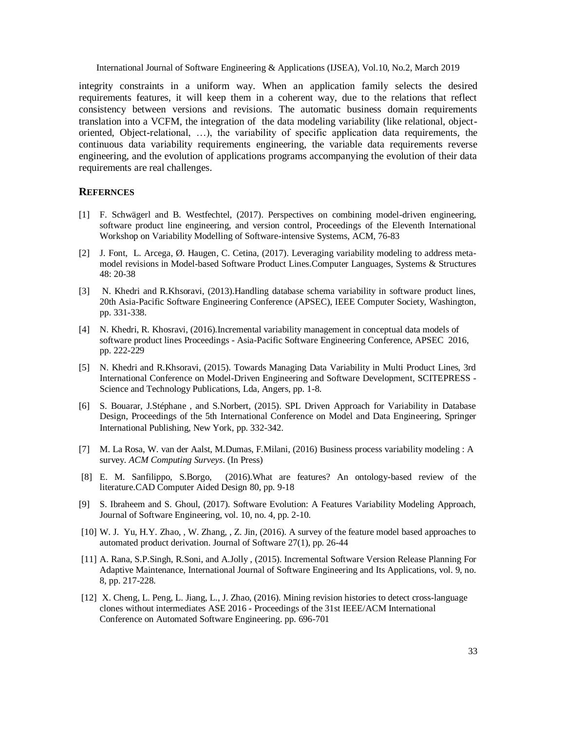integrity constraints in a uniform way. When an application family selects the desired requirements features, it will keep them in a coherent way, due to the relations that reflect consistency between versions and revisions. The automatic business domain requirements translation into a VCFM, the integration of the data modeling variability (like relational, object-oriented, Object-relational, …), the variability of specific application data requirements, the continuous data variability requirements engineering, the variable data requirements reverse engineering, and the evolution of applications programs accompanying the evolution of their data requirements are real challenges.

## REFERNCES

[1] F. Schwägerl and B. Westfechtel, (2017). Perspectives on combining model-driven engineering, software product line engineering, and version control, Proceedings of the Eleventh International Workshop on Variability Modelling of Software-intensive Systems, ACM, 76-83

[2] J. Font, L. Arcega, Ø. Haugen, C. Cetina, (2017). Leveraging variability modeling to address meta-model revisions in Model-based Software Product Lines.Computer Languages, Systems & Structures 48: 20-38

[3] N. Khedri and R.Khsoravi, (2013).Handling database schema variability in software product lines, 20th Asia-Pacific Software Engineering Conference (APSEC), IEEE Computer Society, Washington, pp. 331-338.

[4] N. Khedri, R. Khosravi, (2016).Incremental variability management in conceptual data models of software product lines Proceedings - Asia-Pacific Software Engineering Conference, APSEC 2016, pp. 222-229

[5] N. Khedri and R.Khsoravi, (2015). Towards Managing Data Variability in Multi Product Lines, 3rd International Conference on Model-Driven Engineering and Software Development, SCITEPRESS - Science and Technology Publications, Lda, Angers, pp. 1-8.

[6] S. Bouarar, J.Stéphane , and S.Norbert, (2015). SPL Driven Approach for Variability in Database Design, Proceedings of the 5th International Conference on Model and Data Engineering, Springer International Publishing, New York, pp. 332-342.

[7] M. La Rosa, W. van der Aalst, M.Dumas, F.Milani, (2016) Business process variability modeling : A survey. *ACM Computing Surveys*. (In Press)

[8] E. M. Sanfilippo, S.Borgo, (2016).What are features? An ontology-based review of the literature.CAD Computer Aided Design 80, pp. 9-18

[9] S. Ibraheem and S. Ghoul, (2017). Software Evolution: A Features Variability Modeling Approach, Journal of Software Engineering, vol. 10, no. 4, pp. 2-10.

[10] W. J. Yu, H.Y. Zhao, , W. Zhang, , Z. Jin, (2016). A survey of the feature model based approaches to automated product derivation. Journal of Software 27(1), pp. 26-44

[11] A. Rana, S.P.Singh, R.Soni, and A.Jolly , (2015). Incremental Software Version Release Planning For Adaptive Maintenance, International Journal of Software Engineering and Its Applications, vol. 9, no. 8, pp. 217-228.

[12] X. Cheng, L. Peng, L. Jiang, L., J. Zhao, (2016). Mining revision histories to detect cross-language clones without intermediates ASE 2016 - Proceedings of the 31st IEEE/ACM International Conference on Automated Software Engineering. pp. 696-701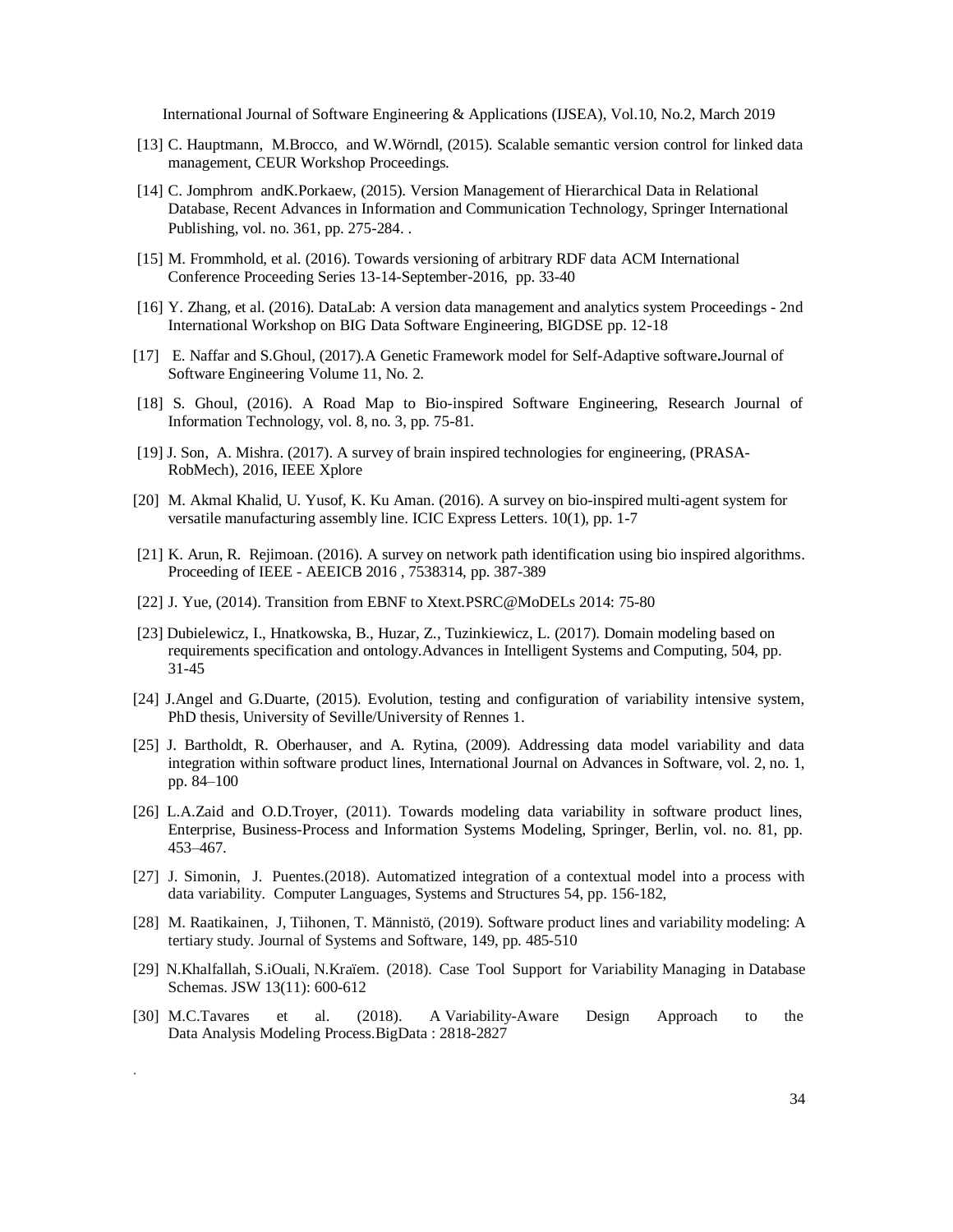[13] C. Hauptmann, M.Brocco, and W.Wörndl, (2015). Scalable semantic version control for linked data management, CEUR Workshop Proceedings.

[14] C. Jomphrom andK.Porkaew, (2015). Version Management of Hierarchical Data in Relational Database, Recent Advances in Information and Communication Technology, Springer International Publishing, vol. no. 361, pp. 275-284. .

[15] M. Frommhold, et al. (2016). Towards versioning of arbitrary RDF data ACM International Conference Proceeding Series 13-14-September-2016, pp. 33-40

[16] Y. Zhang, et al. (2016). DataLab: A version data management and analytics system Proceedings - 2nd International Workshop on BIG Data Software Engineering, BIGDSE pp. 12-18

[17] E. Naffar and S.Ghoul, (2017).A Genetic Framework model for Self-Adaptive software**.**Journal of Software Engineering Volume 11, No. 2.

[18] S. Ghoul, (2016). A Road Map to Bio-inspired Software Engineering, Research Journal of Information Technology, vol. 8, no. 3, pp. 75-81.

[19] J. Son, A. Mishra. (2017). A survey of brain inspired technologies for engineering, (PRASA-RobMech), 2016, IEEE Xplore

[20] M. Akmal Khalid, U. Yusof, K. Ku Aman. (2016). A survey on bio-inspired multi-agent system for versatile manufacturing assembly line. ICIC Express Letters. 10(1), pp. 1-7

[21] K. Arun, R. Rejimoan. (2016). A survey on network path identification using bio inspired algorithms. Proceeding of IEEE - AEEICB 2016 , 7538314, pp. 387-389

[22] J. Yue, (2014). Transition from EBNF to Xtext.PSRC@MoDELs 2014: 75-80

[23] Dubielewicz, I., Hnatkowska, B., Huzar, Z., Tuzinkiewicz, L. (2017). Domain modeling based on requirements specification and ontology.Advances in Intelligent Systems and Computing, 504, pp. 31-45

[24] J.Angel and G.Duarte, (2015). Evolution, testing and configuration of variability intensive system, PhD thesis, University of Seville/University of Rennes 1.

[25] J. Bartholdt, R. Oberhauser, and A. Rytina, (2009). Addressing data model variability and data integration within software product lines, International Journal on Advances in Software, vol. 2, no. 1, pp. 84–100

[26] L.A.Zaid and O.D.Troyer, (2011). Towards modeling data variability in software product lines, Enterprise, Business-Process and Information Systems Modeling, Springer, Berlin, vol. no. 81, pp. 453–467.

[27] J. Simonin, J. Puentes.(2018). Automatized integration of a contextual model into a process with data variability. Computer Languages, Systems and Structures 54, pp. 156-182,

[28] M. Raatikainen, J, Tiihonen, T. Männistö, (2019). Software product lines and variability modeling: A tertiary study. Journal of Systems and Software, 149, pp. 485-510

[29] N.Khalfallah, S.iOuali, N.Kraïem. (2018). Case Tool Support for Variability Managing in Database Schemas. JSW 13(11): 600-612

[30] M.C.Tavares et al. (2018). A Variability-Aware Design Approach to the Data Analysis Modeling Process.BigData : 2818-2827